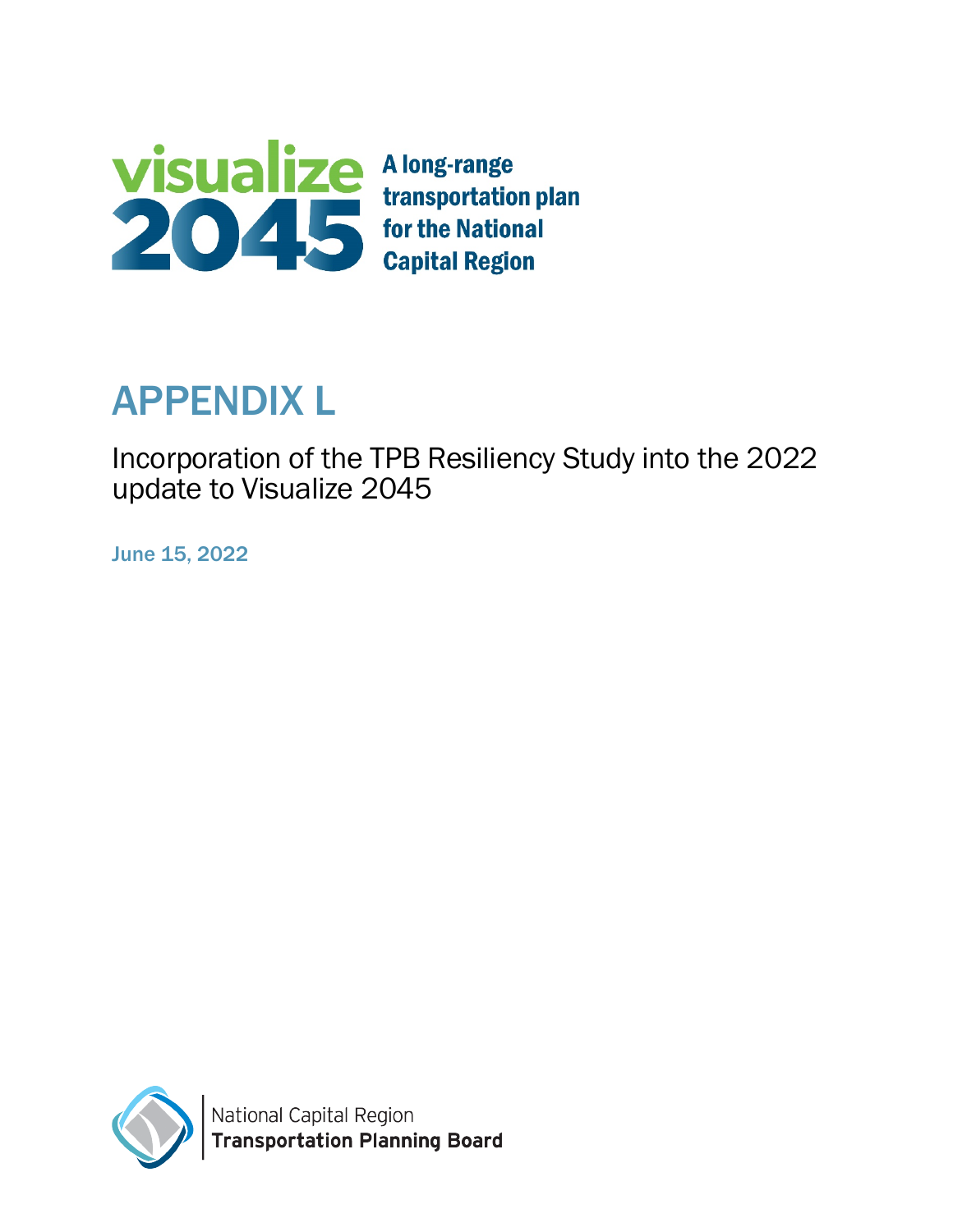visualize 2045

A long-range transportation plan for the National Capital Region

# APPENDIX L

## Incorporation of the TPB Resiliency Study into the 2022 update to Visualize 2045

June 15, 2022

National Capital Region
**Transportation Planning Board**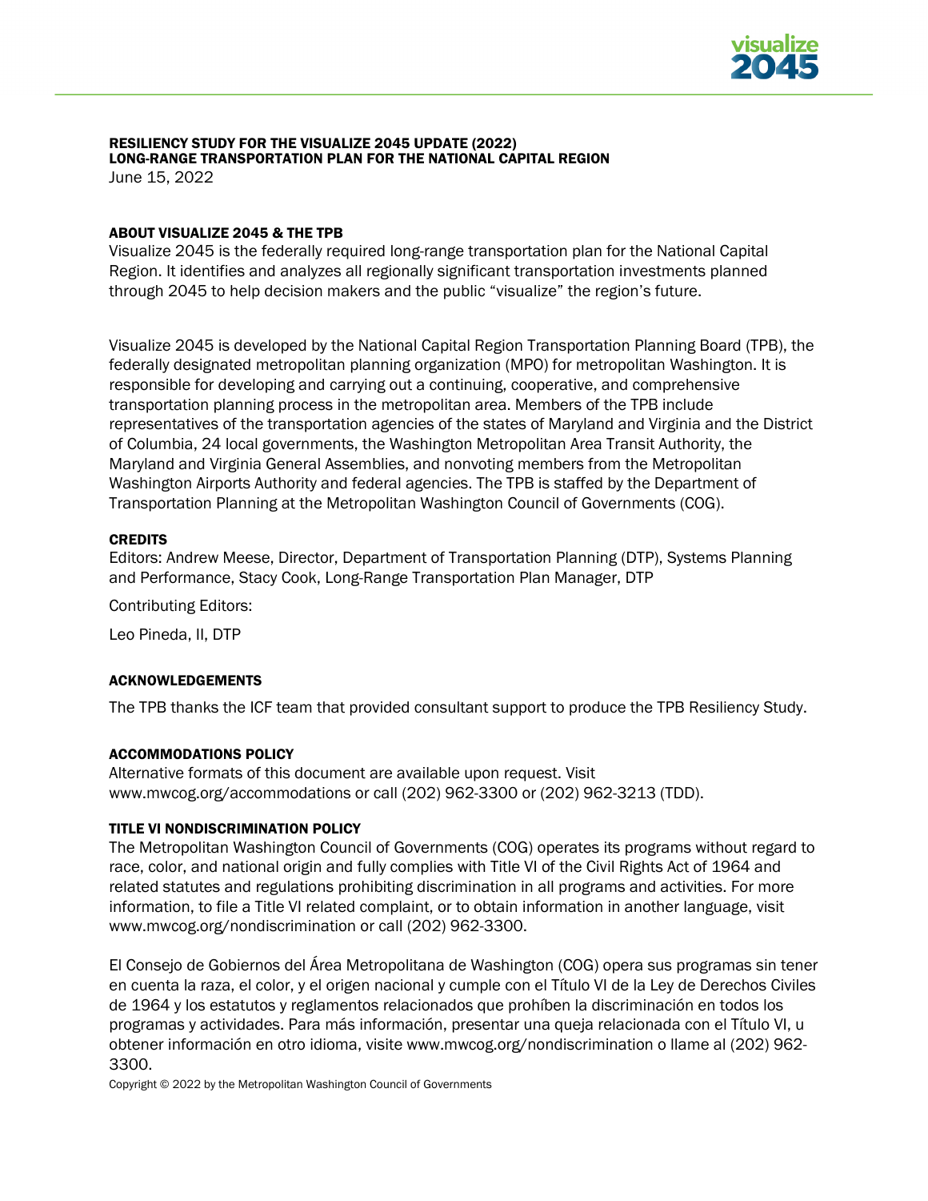**RESILIENCY STUDY FOR THE VISUALIZE 2045 UPDATE (2022)**
**LONG-RANGE TRANSPORTATION PLAN FOR THE NATIONAL CAPITAL REGION**
June 15, 2022

### ABOUT VISUALIZE 2045 & THE TPB

Visualize 2045 is the federally required long-range transportation plan for the National Capital Region. It identifies and analyzes all regionally significant transportation investments planned through 2045 to help decision makers and the public “visualize” the region’s future.

Visualize 2045 is developed by the National Capital Region Transportation Planning Board (TPB), the federally designated metropolitan planning organization (MPO) for metropolitan Washington. It is responsible for developing and carrying out a continuing, cooperative, and comprehensive transportation planning process in the metropolitan area. Members of the TPB include representatives of the transportation agencies of the states of Maryland and Virginia and the District of Columbia, 24 local governments, the Washington Metropolitan Area Transit Authority, the Maryland and Virginia General Assemblies, and nonvoting members from the Metropolitan Washington Airports Authority and federal agencies. The TPB is staffed by the Department of Transportation Planning at the Metropolitan Washington Council of Governments (COG).

### CREDITS

Editors: Andrew Meese, Director, Department of Transportation Planning (DTP), Systems Planning and Performance, Stacy Cook, Long-Range Transportation Plan Manager, DTP

Contributing Editors:

Leo Pineda, II, DTP

### ACKNOWLEDGEMENTS

The TPB thanks the ICF team that provided consultant support to produce the TPB Resiliency Study.

### ACCOMMODATIONS POLICY

Alternative formats of this document are available upon request. Visit www.mwcog.org/accommodations or call (202) 962-3300 or (202) 962-3213 (TDD).

### TITLE VI NONDISCRIMINATION POLICY

The Metropolitan Washington Council of Governments (COG) operates its programs without regard to race, color, and national origin and fully complies with Title VI of the Civil Rights Act of 1964 and related statutes and regulations prohibiting discrimination in all programs and activities. For more information, to file a Title VI related complaint, or to obtain information in another language, visit www.mwcog.org/nondiscrimination or call (202) 962-3300.

El Consejo de Gobiernos del Área Metropolitana de Washington (COG) opera sus programas sin tener en cuenta la raza, el color, y el origen nacional y cumple con el Título VI de la Ley de Derechos Civiles de 1964 y los estatutos y reglamentos relacionados que prohíben la discriminación en todos los programas y actividades. Para más información, presentar una queja relacionada con el Título VI, u obtener información en otro idioma, visite www.mwcog.org/nondiscrimination o llame al (202) 962-3300.

Copyright © 2022 by the Metropolitan Washington Council of Governments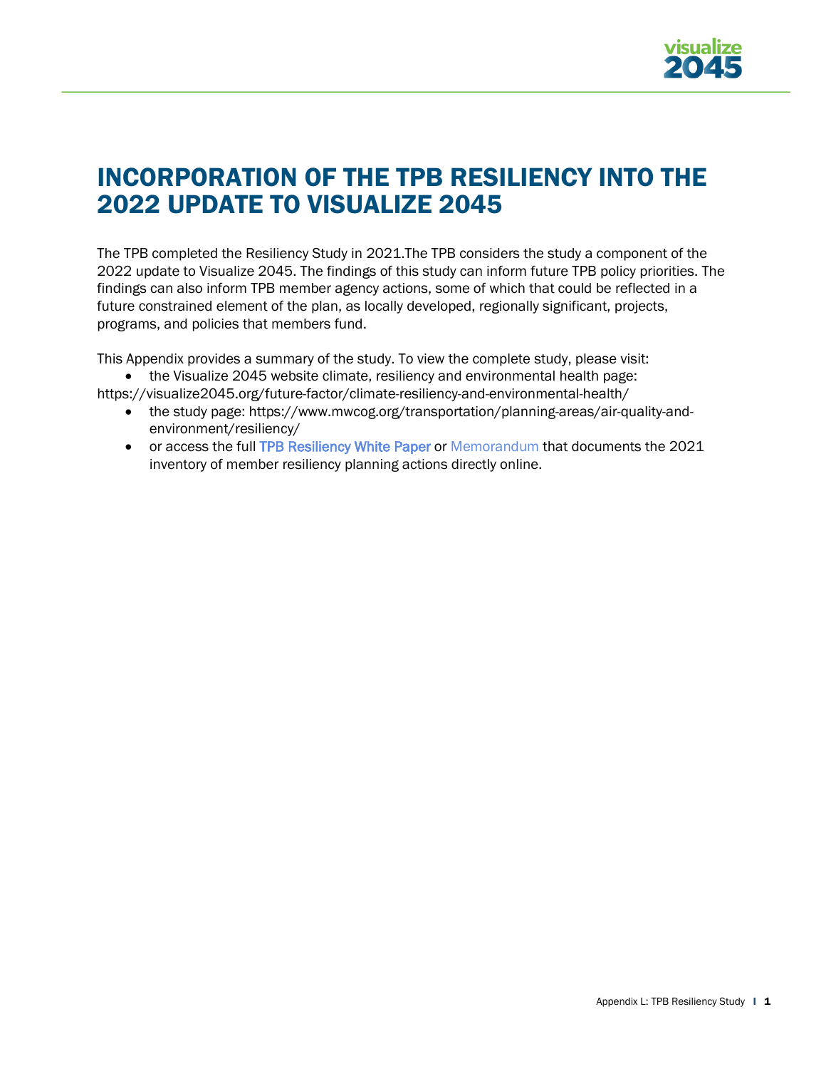# INCORPORATION OF THE TPB RESILIENCY INTO THE 2022 UPDATE TO VISUALIZE 2045

The TPB completed the Resiliency Study in 2021.The TPB considers the study a component of the 2022 update to Visualize 2045. The findings of this study can inform future TPB policy priorities. The findings can also inform TPB member agency actions, some of which that could be reflected in a future constrained element of the plan, as locally developed, regionally significant, projects, programs, and policies that members fund.

This Appendix provides a summary of the study. To view the complete study, please visit:

- the Visualize 2045 website climate, resiliency and environmental health page: https://visualize2045.org/future-factor/climate-resiliency-and-environmental-health/
- the study page: https://www.mwcog.org/transportation/planning-areas/air-quality-and-environment/resiliency/
- or access the full TPB Resiliency White Paper or Memorandum that documents the 2021 inventory of member resiliency planning actions directly online.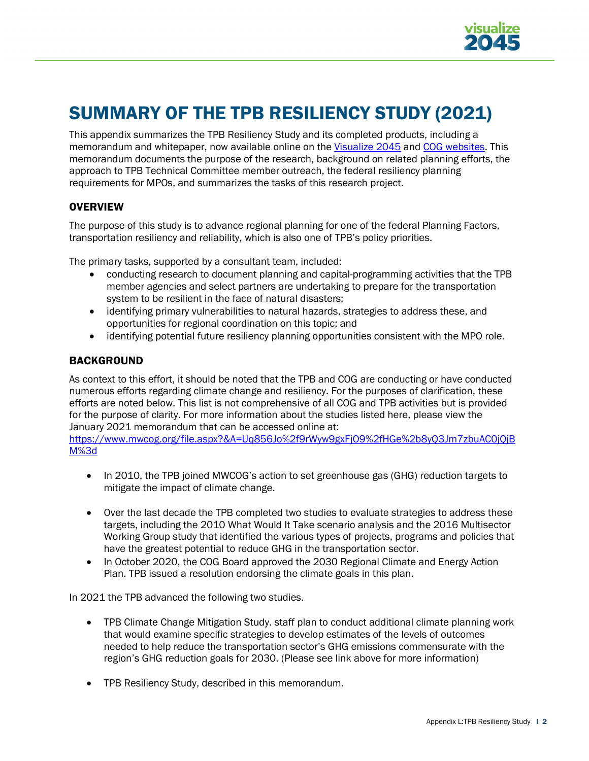# SUMMARY OF THE TPB RESILIENCY STUDY (2021)

This appendix summarizes the TPB Resiliency Study and its completed products, including a memorandum and whitepaper, now available online on the Visualize 2045 and COG websites. This memorandum documents the purpose of the research, background on related planning efforts, the approach to TPB Technical Committee member outreach, the federal resiliency planning requirements for MPOs, and summarizes the tasks of this research project.

## OVERVIEW

The purpose of this study is to advance regional planning for one of the federal Planning Factors, transportation resiliency and reliability, which is also one of TPB's policy priorities.

The primary tasks, supported by a consultant team, included:

- conducting research to document planning and capital-programming activities that the TPB member agencies and select partners are undertaking to prepare for the transportation system to be resilient in the face of natural disasters;
- identifying primary vulnerabilities to natural hazards, strategies to address these, and opportunities for regional coordination on this topic; and
- identifying potential future resiliency planning opportunities consistent with the MPO role.

## BACKGROUND

As context to this effort, it should be noted that the TPB and COG are conducting or have conducted numerous efforts regarding climate change and resiliency. For the purposes of clarification, these efforts are noted below. This list is not comprehensive of all COG and TPB activities but is provided for the purpose of clarity. For more information about the studies listed here, please view the January 2021 memorandum that can be accessed online at: https://www.mwcog.org/file.aspx?&A=Uq856Jo%2f9rWyw9gxFjO9%2fHGe%2b8yQ3Jm7zbuAC0jQjBM%3d

- In 2010, the TPB joined MWCOG's action to set greenhouse gas (GHG) reduction targets to mitigate the impact of climate change.
- Over the last decade the TPB completed two studies to evaluate strategies to address these targets, including the 2010 What Would It Take scenario analysis and the 2016 Multisector Working Group study that identified the various types of projects, programs and policies that have the greatest potential to reduce GHG in the transportation sector.
- In October 2020, the COG Board approved the 2030 Regional Climate and Energy Action Plan. TPB issued a resolution endorsing the climate goals in this plan.

In 2021 the TPB advanced the following two studies.

- TPB Climate Change Mitigation Study. staff plan to conduct additional climate planning work that would examine specific strategies to develop estimates of the levels of outcomes needed to help reduce the transportation sector's GHG emissions commensurate with the region's GHG reduction goals for 2030. (Please see link above for more information)
- TPB Resiliency Study, described in this memorandum.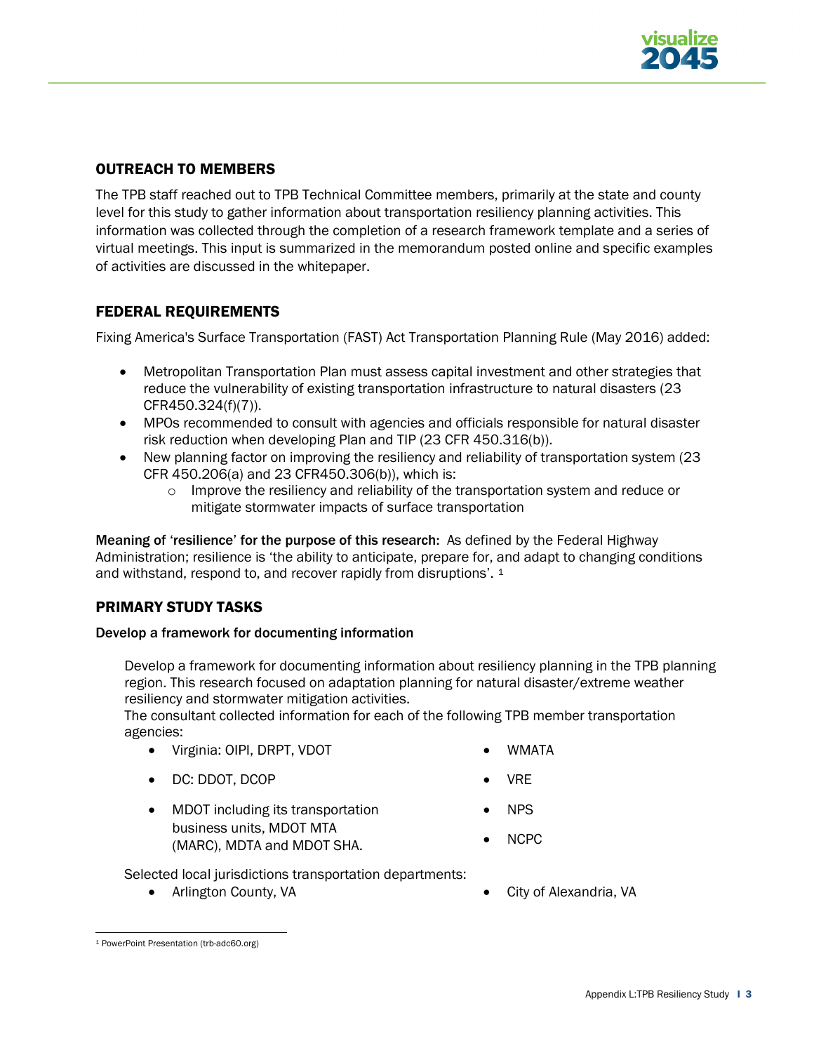## OUTREACH TO MEMBERS

The TPB staff reached out to TPB Technical Committee members, primarily at the state and county level for this study to gather information about transportation resiliency planning activities. This information was collected through the completion of a research framework template and a series of virtual meetings. This input is summarized in the memorandum posted online and specific examples of activities are discussed in the whitepaper.

## FEDERAL REQUIREMENTS

Fixing America's Surface Transportation (FAST) Act Transportation Planning Rule (May 2016) added:

- Metropolitan Transportation Plan must assess capital investment and other strategies that reduce the vulnerability of existing transportation infrastructure to natural disasters (23 CFR450.324(f)(7)).
- MPOs recommended to consult with agencies and officials responsible for natural disaster risk reduction when developing Plan and TIP (23 CFR 450.316(b)).
- New planning factor on improving the resiliency and reliability of transportation system (23 CFR 450.206(a) and 23 CFR450.306(b)), which is:
  - Improve the resiliency and reliability of the transportation system and reduce or mitigate stormwater impacts of surface transportation

**Meaning of 'resilience' for the purpose of this research:** As defined by the Federal Highway Administration; resilience is 'the ability to anticipate, prepare for, and adapt to changing conditions and withstand, respond to, and recover rapidly from disruptions'. [1]

## PRIMARY STUDY TASKS

### Develop a framework for documenting information

Develop a framework for documenting information about resiliency planning in the TPB planning region. This research focused on adaptation planning for natural disaster/extreme weather resiliency and stormwater mitigation activities.
The consultant collected information for each of the following TPB member transportation agencies:

- Virginia: OIPI, DRPT, VDOT
- DC: DDOT, DCOP
- MDOT including its transportation business units, MDOT MTA (MARC), MDTA and MDOT SHA.
- WMATA
- VRE
- NPS
- NCPC

Selected local jurisdictions transportation departments:

- Arlington County, VA
- City of Alexandria, VA

[1] PowerPoint Presentation (trb-adc60.org)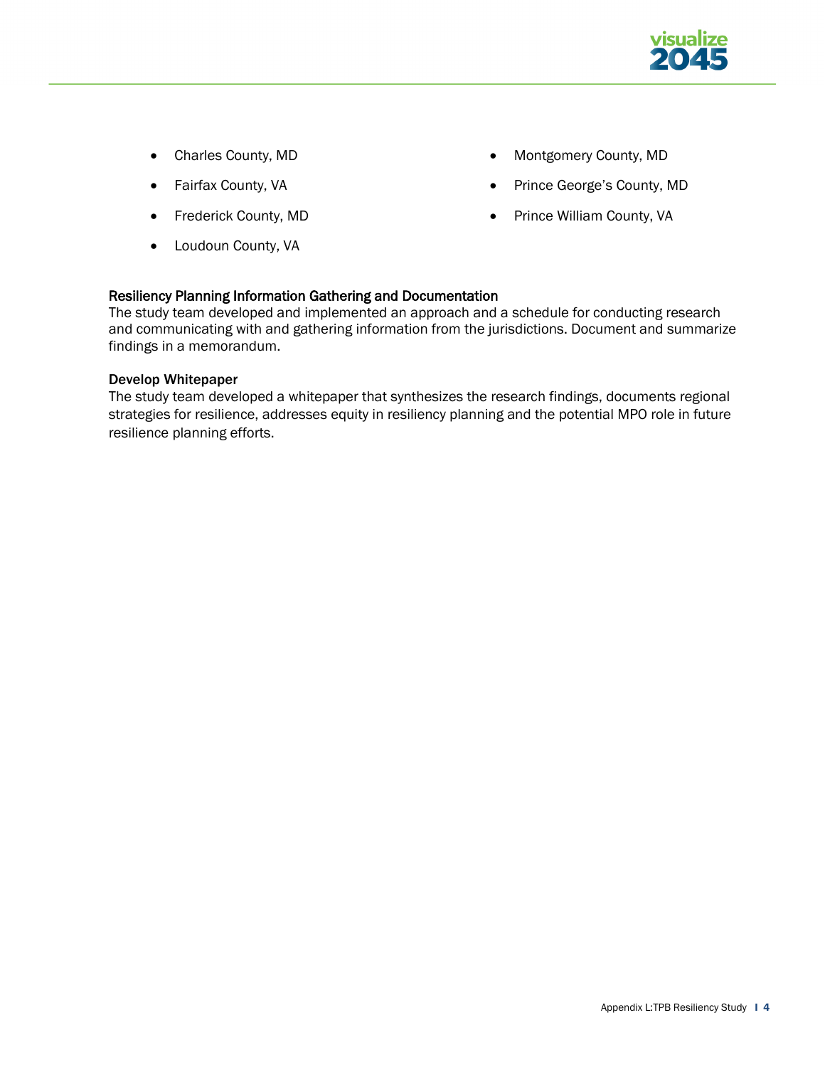- Charles County, MD
- Fairfax County, VA
- Frederick County, MD
- Loudoun County, VA
- Montgomery County, MD
- Prince George's County, MD
- Prince William County, VA

**Resiliency Planning Information Gathering and Documentation**

The study team developed and implemented an approach and a schedule for conducting research and communicating with and gathering information from the jurisdictions. Document and summarize findings in a memorandum.

**Develop Whitepaper**

The study team developed a whitepaper that synthesizes the research findings, documents regional strategies for resilience, addresses equity in resiliency planning and the potential MPO role in future resilience planning efforts.